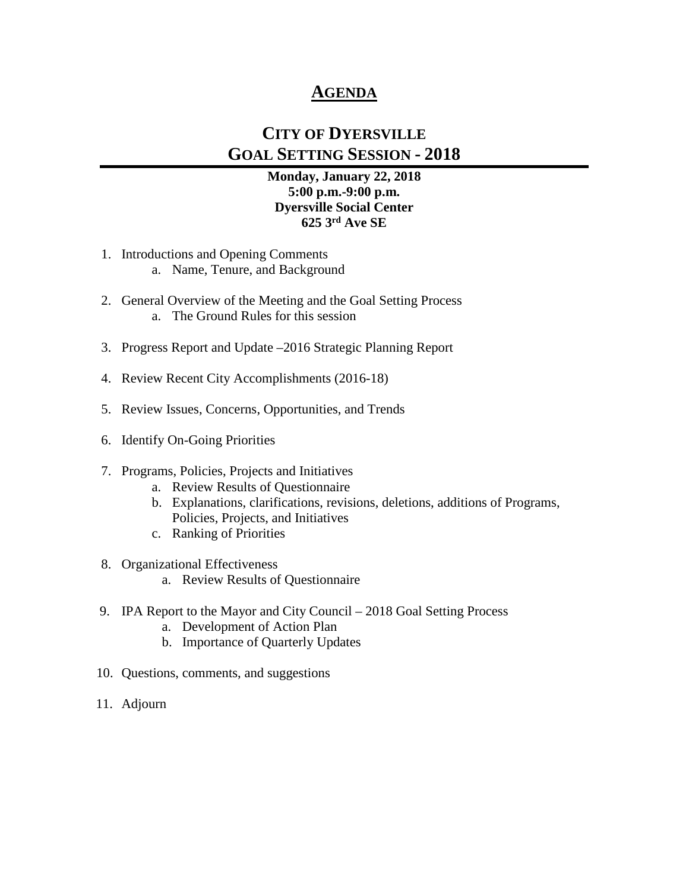# AGENDA

## CITY OF DYERSVILLE
## GOAL SETTING SESSION - 2018

**Monday, January 22, 2018**
**5:00 p.m.-9:00 p.m.**
**Dyersville Social Center**
**625 3rd Ave SE**

1. Introductions and Opening Comments
   a. Name, Tenure, and Background

2. General Overview of the Meeting and the Goal Setting Process
   a. The Ground Rules for this session

3. Progress Report and Update –2016 Strategic Planning Report

4. Review Recent City Accomplishments (2016-18)

5. Review Issues, Concerns, Opportunities, and Trends

6. Identify On-Going Priorities

7. Programs, Policies, Projects and Initiatives
   a. Review Results of Questionnaire
   b. Explanations, clarifications, revisions, deletions, additions of Programs, Policies, Projects, and Initiatives
   c. Ranking of Priorities

8. Organizational Effectiveness
   a. Review Results of Questionnaire

9. IPA Report to the Mayor and City Council – 2018 Goal Setting Process
   a. Development of Action Plan
   b. Importance of Quarterly Updates

10. Questions, comments, and suggestions

11. Adjourn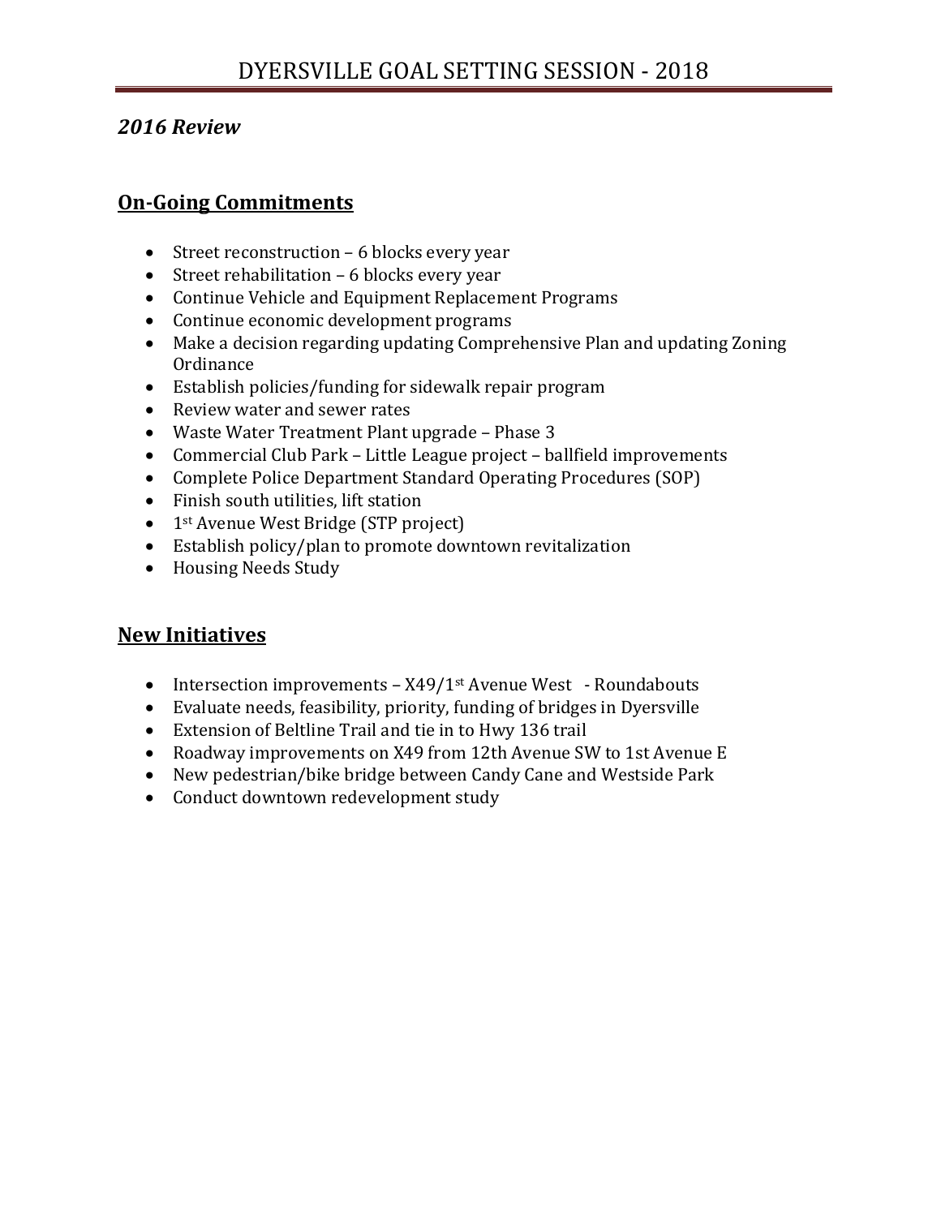*2016 Review*

## On-Going Commitments

- Street reconstruction – 6 blocks every year
- Street rehabilitation – 6 blocks every year
- Continue Vehicle and Equipment Replacement Programs
- Continue economic development programs
- Make a decision regarding updating Comprehensive Plan and updating Zoning Ordinance
- Establish policies/funding for sidewalk repair program
- Review water and sewer rates
- Waste Water Treatment Plant upgrade – Phase 3
- Commercial Club Park – Little League project – ballfield improvements
- Complete Police Department Standard Operating Procedures (SOP)
- Finish south utilities, lift station
- 1st Avenue West Bridge (STP project)
- Establish policy/plan to promote downtown revitalization
- Housing Needs Study

## New Initiatives

- Intersection improvements – X49/1st Avenue West - Roundabouts
- Evaluate needs, feasibility, priority, funding of bridges in Dyersville
- Extension of Beltline Trail and tie in to Hwy 136 trail
- Roadway improvements on X49 from 12th Avenue SW to 1st Avenue E
- New pedestrian/bike bridge between Candy Cane and Westside Park
- Conduct downtown redevelopment study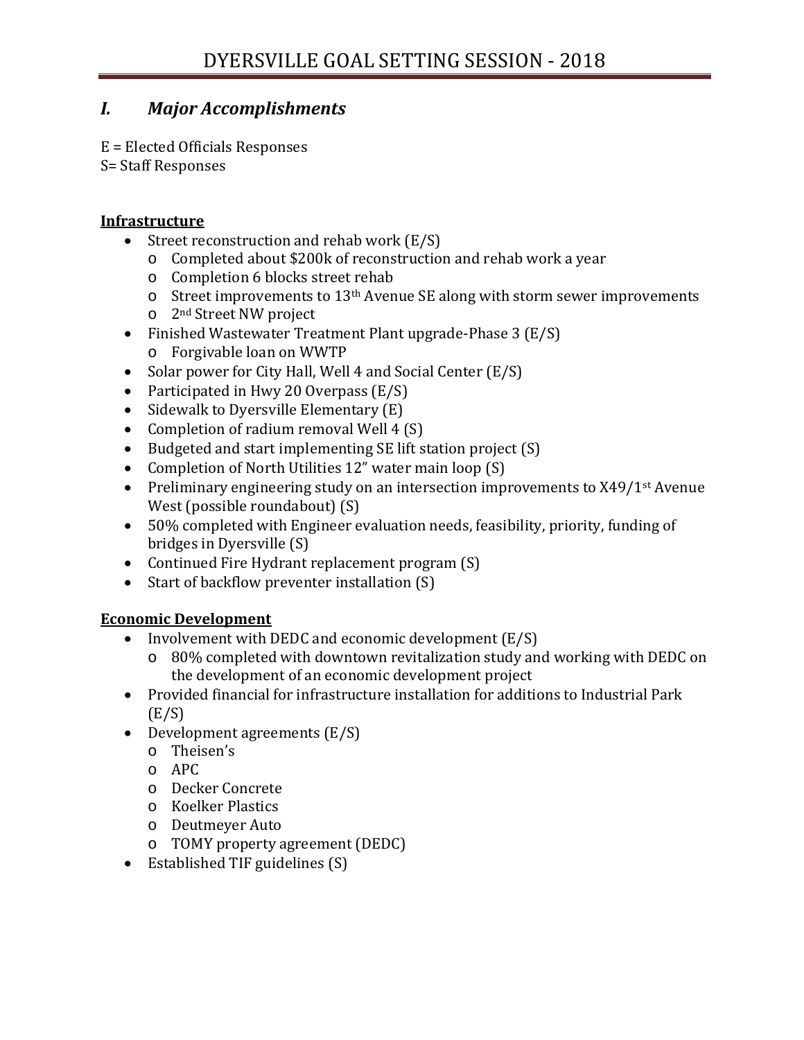# DYERSVILLE GOAL SETTING SESSION - 2018

## *I. Major Accomplishments*

E = Elected Officials Responses
S= Staff Responses

**Infrastructure**

- Street reconstruction and rehab work (E/S)
  - Completed about $200k of reconstruction and rehab work a year
  - Completion 6 blocks street rehab
  - Street improvements to 13th Avenue SE along with storm sewer improvements
  - 2nd Street NW project
- Finished Wastewater Treatment Plant upgrade-Phase 3 (E/S)
  - Forgivable loan on WWTP
- Solar power for City Hall, Well 4 and Social Center (E/S)
- Participated in Hwy 20 Overpass (E/S)
- Sidewalk to Dyersville Elementary (E)
- Completion of radium removal Well 4 (S)
- Budgeted and start implementing SE lift station project (S)
- Completion of North Utilities 12" water main loop (S)
- Preliminary engineering study on an intersection improvements to X49/1st Avenue West (possible roundabout) (S)
- 50% completed with Engineer evaluation needs, feasibility, priority, funding of bridges in Dyersville (S)
- Continued Fire Hydrant replacement program (S)
- Start of backflow preventer installation (S)

**Economic Development**

- Involvement with DEDC and economic development (E/S)
  - 80% completed with downtown revitalization study and working with DEDC on the development of an economic development project
- Provided financial for infrastructure installation for additions to Industrial Park (E/S)
- Development agreements (E/S)
  - Theisen's
  - APC
  - Decker Concrete
  - Koelker Plastics
  - Deutmeyer Auto
  - TOMY property agreement (DEDC)
- Established TIF guidelines (S)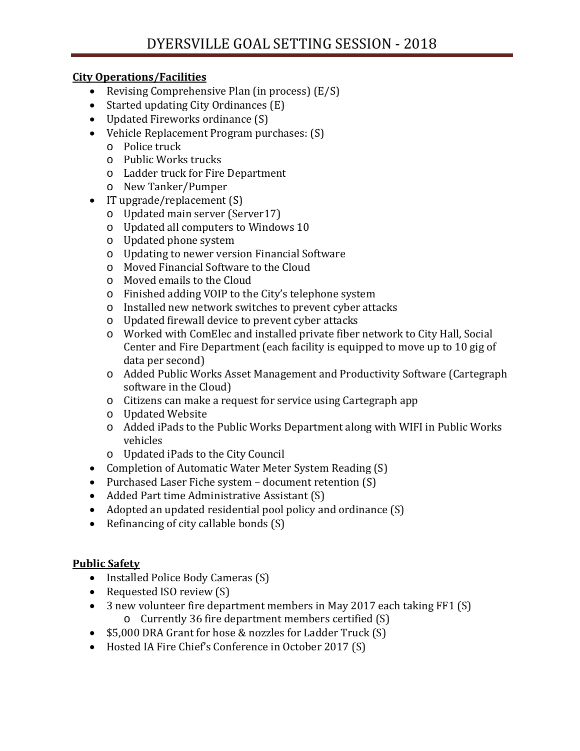# DYERSVILLE GOAL SETTING SESSION - 2018

**City Operations/Facilities**

- Revising Comprehensive Plan (in process) (E/S)
- Started updating City Ordinances (E)
- Updated Fireworks ordinance (S)
- Vehicle Replacement Program purchases: (S)
  - Police truck
  - Public Works trucks
  - Ladder truck for Fire Department
  - New Tanker/Pumper
- IT upgrade/replacement (S)
  - Updated main server (Server17)
  - Updated all computers to Windows 10
  - Updated phone system
  - Updating to newer version Financial Software
  - Moved Financial Software to the Cloud
  - Moved emails to the Cloud
  - Finished adding VOIP to the City's telephone system
  - Installed new network switches to prevent cyber attacks
  - Updated firewall device to prevent cyber attacks
  - Worked with ComElec and installed private fiber network to City Hall, Social Center and Fire Department (each facility is equipped to move up to 10 gig of data per second)
  - Added Public Works Asset Management and Productivity Software (Cartegraph software in the Cloud)
  - Citizens can make a request for service using Cartegraph app
  - Updated Website
  - Added iPads to the Public Works Department along with WIFI in Public Works vehicles
  - Updated iPads to the City Council
- Completion of Automatic Water Meter System Reading (S)
- Purchased Laser Fiche system – document retention (S)
- Added Part time Administrative Assistant (S)
- Adopted an updated residential pool policy and ordinance (S)
- Refinancing of city callable bonds (S)

**Public Safety**

- Installed Police Body Cameras (S)
- Requested ISO review (S)
- 3 new volunteer fire department members in May 2017 each taking FF1 (S)
  - Currently 36 fire department members certified (S)
- $5,000 DRA Grant for hose & nozzles for Ladder Truck (S)
- Hosted IA Fire Chief's Conference in October 2017 (S)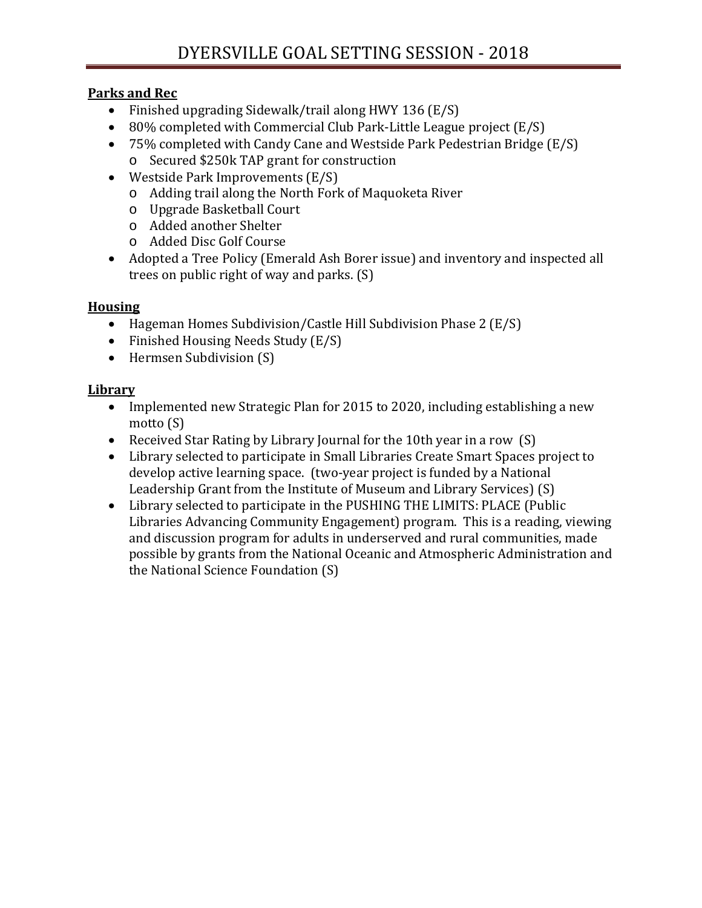**Parks and Rec**

- Finished upgrading Sidewalk/trail along HWY 136 (E/S)
- 80% completed with Commercial Club Park-Little League project (E/S)
- 75% completed with Candy Cane and Westside Park Pedestrian Bridge (E/S)
  - Secured $250k TAP grant for construction
- Westside Park Improvements (E/S)
  - Adding trail along the North Fork of Maquoketa River
  - Upgrade Basketball Court
  - Added another Shelter
  - Added Disc Golf Course
- Adopted a Tree Policy (Emerald Ash Borer issue) and inventory and inspected all trees on public right of way and parks. (S)

**Housing**

- Hageman Homes Subdivision/Castle Hill Subdivision Phase 2 (E/S)
- Finished Housing Needs Study (E/S)
- Hermsen Subdivision (S)

**Library**

- Implemented new Strategic Plan for 2015 to 2020, including establishing a new motto (S)
- Received Star Rating by Library Journal for the 10th year in a row (S)
- Library selected to participate in Small Libraries Create Smart Spaces project to develop active learning space. (two-year project is funded by a National Leadership Grant from the Institute of Museum and Library Services) (S)
- Library selected to participate in the PUSHING THE LIMITS: PLACE (Public Libraries Advancing Community Engagement) program. This is a reading, viewing and discussion program for adults in underserved and rural communities, made possible by grants from the National Oceanic and Atmospheric Administration and the National Science Foundation (S)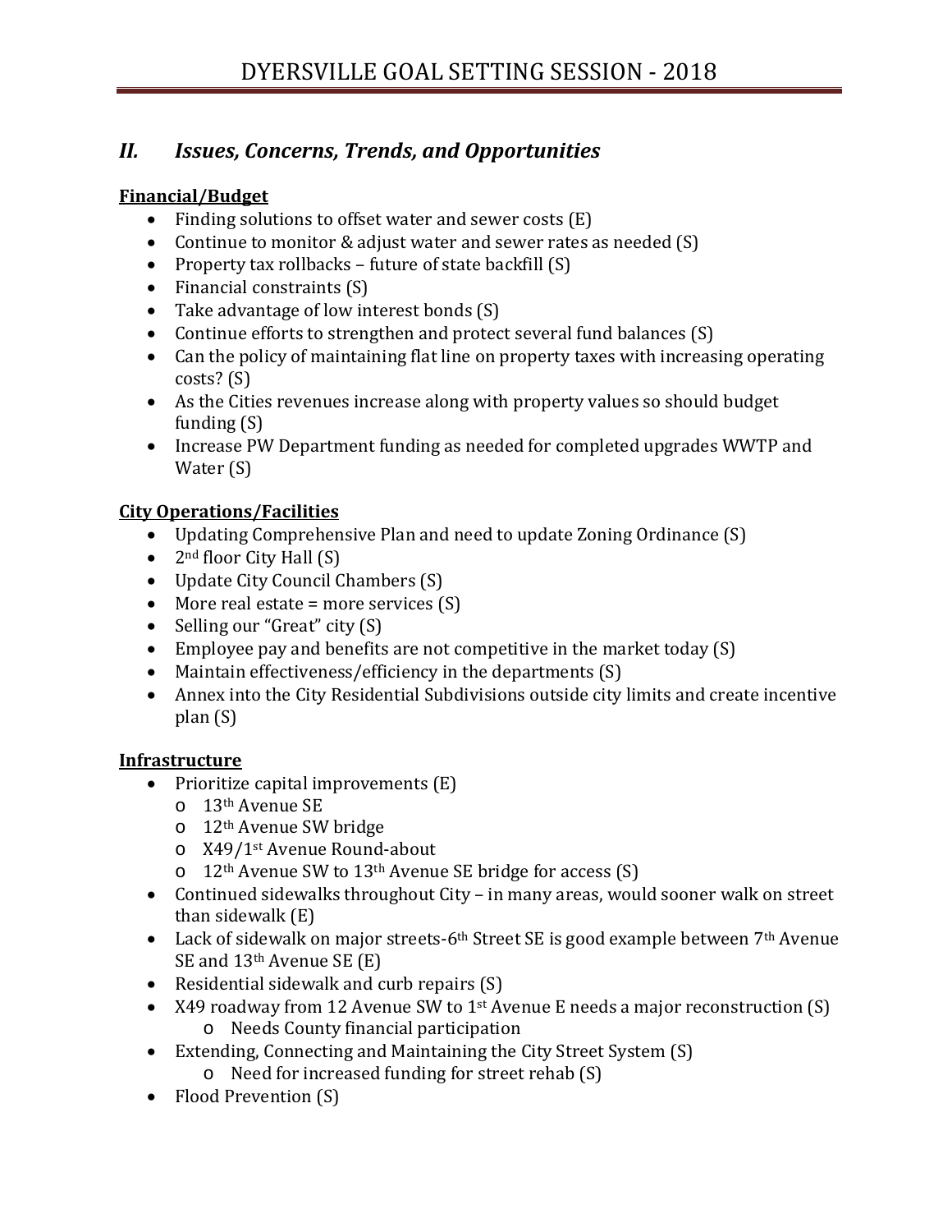## *II. Issues, Concerns, Trends, and Opportunities*

**Financial/Budget**

- Finding solutions to offset water and sewer costs (E)
- Continue to monitor & adjust water and sewer rates as needed (S)
- Property tax rollbacks – future of state backfill (S)
- Financial constraints (S)
- Take advantage of low interest bonds (S)
- Continue efforts to strengthen and protect several fund balances (S)
- Can the policy of maintaining flat line on property taxes with increasing operating costs? (S)
- As the Cities revenues increase along with property values so should budget funding (S)
- Increase PW Department funding as needed for completed upgrades WWTP and Water (S)

**City Operations/Facilities**

- Updating Comprehensive Plan and need to update Zoning Ordinance (S)
- 2nd floor City Hall (S)
- Update City Council Chambers (S)
- More real estate = more services (S)
- Selling our "Great" city (S)
- Employee pay and benefits are not competitive in the market today (S)
- Maintain effectiveness/efficiency in the departments (S)
- Annex into the City Residential Subdivisions outside city limits and create incentive plan (S)

**Infrastructure**

- Prioritize capital improvements (E)
  - 13th Avenue SE
  - 12th Avenue SW bridge
  - X49/1st Avenue Round-about
  - 12th Avenue SW to 13th Avenue SE bridge for access (S)
- Continued sidewalks throughout City – in many areas, would sooner walk on street than sidewalk (E)
- Lack of sidewalk on major streets-6th Street SE is good example between 7th Avenue SE and 13th Avenue SE (E)
- Residential sidewalk and curb repairs (S)
- X49 roadway from 12 Avenue SW to 1st Avenue E needs a major reconstruction (S)
  - Needs County financial participation
- Extending, Connecting and Maintaining the City Street System (S)
  - Need for increased funding for street rehab (S)
- Flood Prevention (S)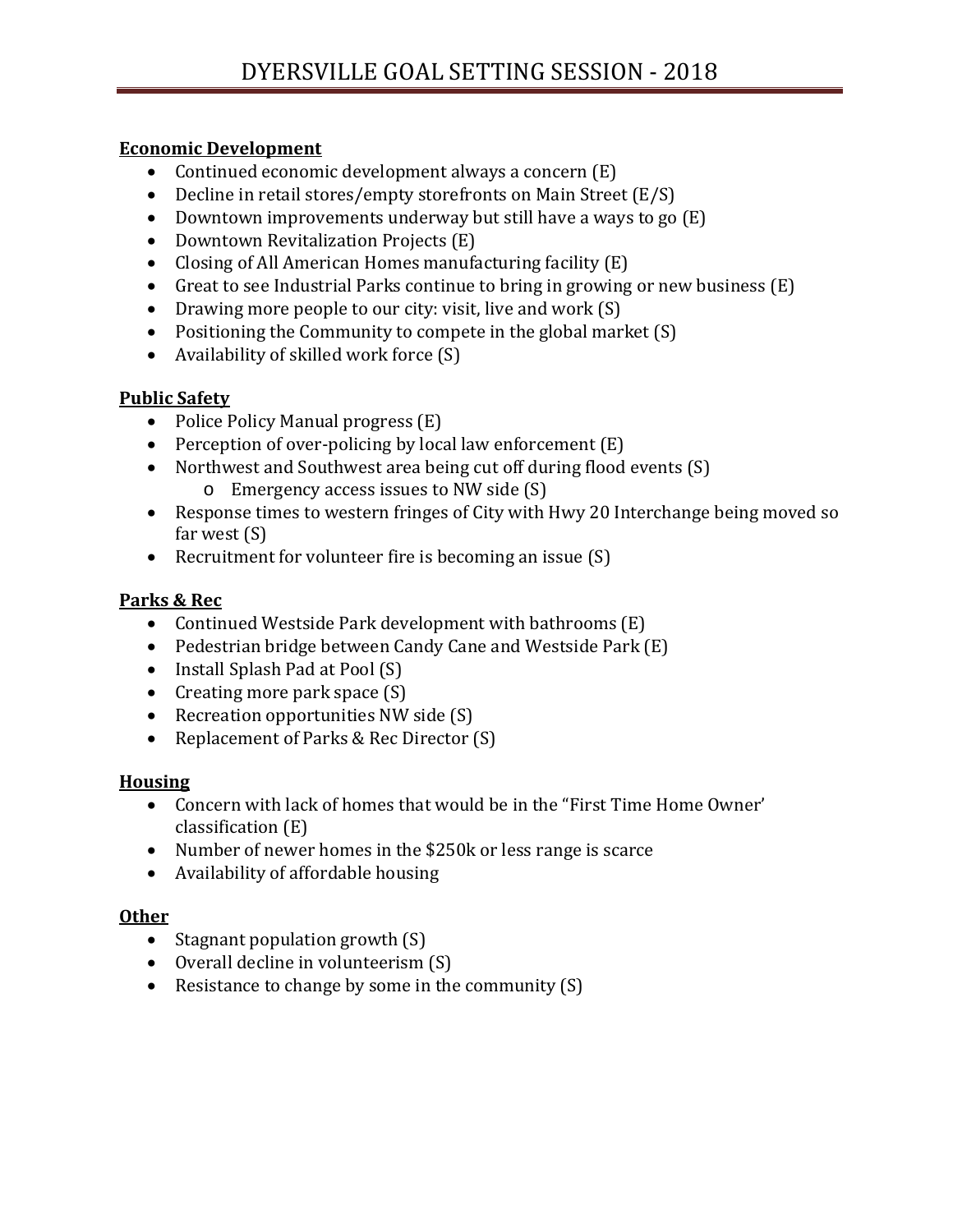# DYERSVILLE GOAL SETTING SESSION - 2018

**Economic Development**

- Continued economic development always a concern (E)
- Decline in retail stores/empty storefronts on Main Street (E/S)
- Downtown improvements underway but still have a ways to go (E)
- Downtown Revitalization Projects (E)
- Closing of All American Homes manufacturing facility (E)
- Great to see Industrial Parks continue to bring in growing or new business (E)
- Drawing more people to our city: visit, live and work (S)
- Positioning the Community to compete in the global market (S)
- Availability of skilled work force (S)

**Public Safety**

- Police Policy Manual progress (E)
- Perception of over-policing by local law enforcement (E)
- Northwest and Southwest area being cut off during flood events (S)
  - Emergency access issues to NW side (S)
- Response times to western fringes of City with Hwy 20 Interchange being moved so far west (S)
- Recruitment for volunteer fire is becoming an issue (S)

**Parks & Rec**

- Continued Westside Park development with bathrooms (E)
- Pedestrian bridge between Candy Cane and Westside Park (E)
- Install Splash Pad at Pool (S)
- Creating more park space (S)
- Recreation opportunities NW side (S)
- Replacement of Parks & Rec Director (S)

**Housing**

- Concern with lack of homes that would be in the "First Time Home Owner' classification (E)
- Number of newer homes in the $250k or less range is scarce
- Availability of affordable housing

**Other**

- Stagnant population growth (S)
- Overall decline in volunteerism (S)
- Resistance to change by some in the community (S)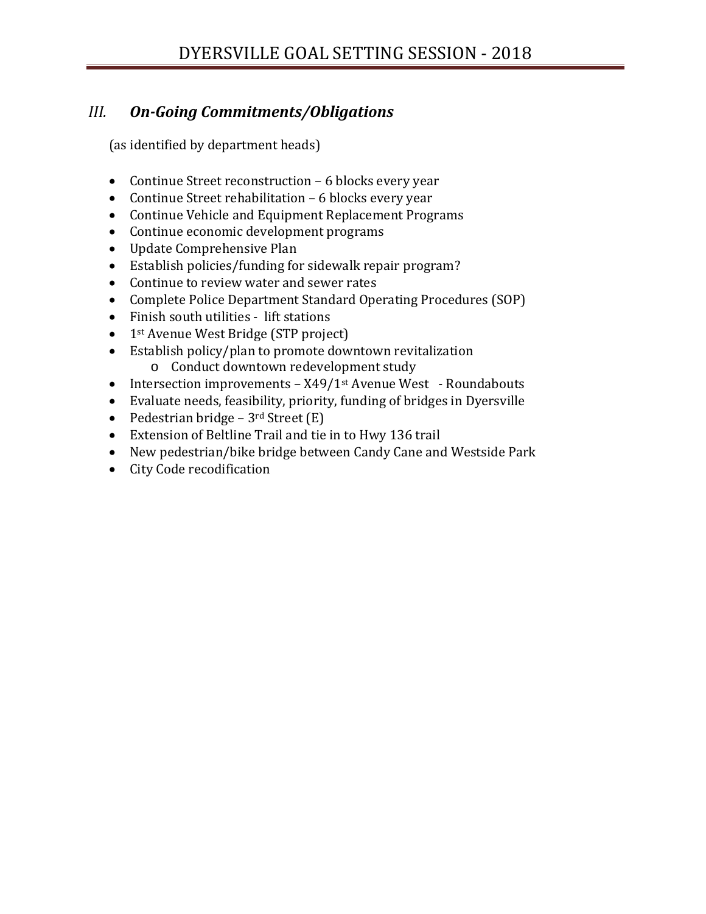## *III. On-Going Commitments/Obligations*

(as identified by department heads)

- Continue Street reconstruction – 6 blocks every year
- Continue Street rehabilitation – 6 blocks every year
- Continue Vehicle and Equipment Replacement Programs
- Continue economic development programs
- Update Comprehensive Plan
- Establish policies/funding for sidewalk repair program?
- Continue to review water and sewer rates
- Complete Police Department Standard Operating Procedures (SOP)
- Finish south utilities - lift stations
- 1st Avenue West Bridge (STP project)
- Establish policy/plan to promote downtown revitalization
  - Conduct downtown redevelopment study
- Intersection improvements – X49/1st Avenue West - Roundabouts
- Evaluate needs, feasibility, priority, funding of bridges in Dyersville
- Pedestrian bridge – 3rd Street (E)
- Extension of Beltline Trail and tie in to Hwy 136 trail
- New pedestrian/bike bridge between Candy Cane and Westside Park
- City Code recodification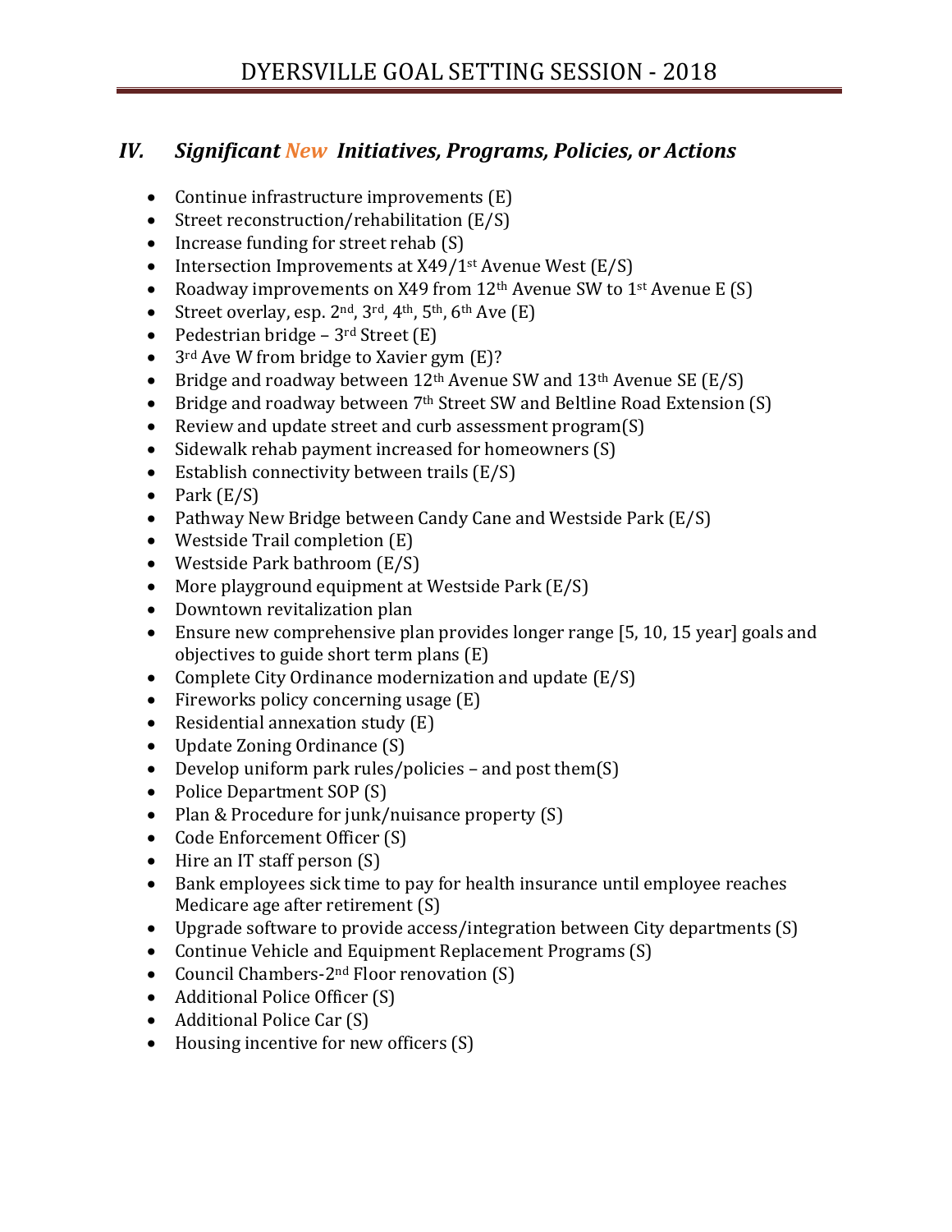## IV. *Significant New Initiatives, Programs, Policies, or Actions*

- Continue infrastructure improvements (E)
- Street reconstruction/rehabilitation (E/S)
- Increase funding for street rehab (S)
- Intersection Improvements at X49/1st Avenue West (E/S)
- Roadway improvements on X49 from 12th Avenue SW to 1st Avenue E (S)
- Street overlay, esp. 2nd, 3rd, 4th, 5th, 6th Ave (E)
- Pedestrian bridge – 3rd Street (E)
- 3rd Ave W from bridge to Xavier gym (E)?
- Bridge and roadway between 12th Avenue SW and 13th Avenue SE (E/S)
- Bridge and roadway between 7th Street SW and Beltline Road Extension (S)
- Review and update street and curb assessment program(S)
- Sidewalk rehab payment increased for homeowners (S)
- Establish connectivity between trails (E/S)
- Park (E/S)
- Pathway New Bridge between Candy Cane and Westside Park (E/S)
- Westside Trail completion (E)
- Westside Park bathroom (E/S)
- More playground equipment at Westside Park (E/S)
- Downtown revitalization plan
- Ensure new comprehensive plan provides longer range [5, 10, 15 year] goals and objectives to guide short term plans (E)
- Complete City Ordinance modernization and update (E/S)
- Fireworks policy concerning usage (E)
- Residential annexation study (E)
- Update Zoning Ordinance (S)
- Develop uniform park rules/policies – and post them(S)
- Police Department SOP (S)
- Plan & Procedure for junk/nuisance property (S)
- Code Enforcement Officer (S)
- Hire an IT staff person (S)
- Bank employees sick time to pay for health insurance until employee reaches Medicare age after retirement (S)
- Upgrade software to provide access/integration between City departments (S)
- Continue Vehicle and Equipment Replacement Programs (S)
- Council Chambers-2nd Floor renovation (S)
- Additional Police Officer (S)
- Additional Police Car (S)
- Housing incentive for new officers (S)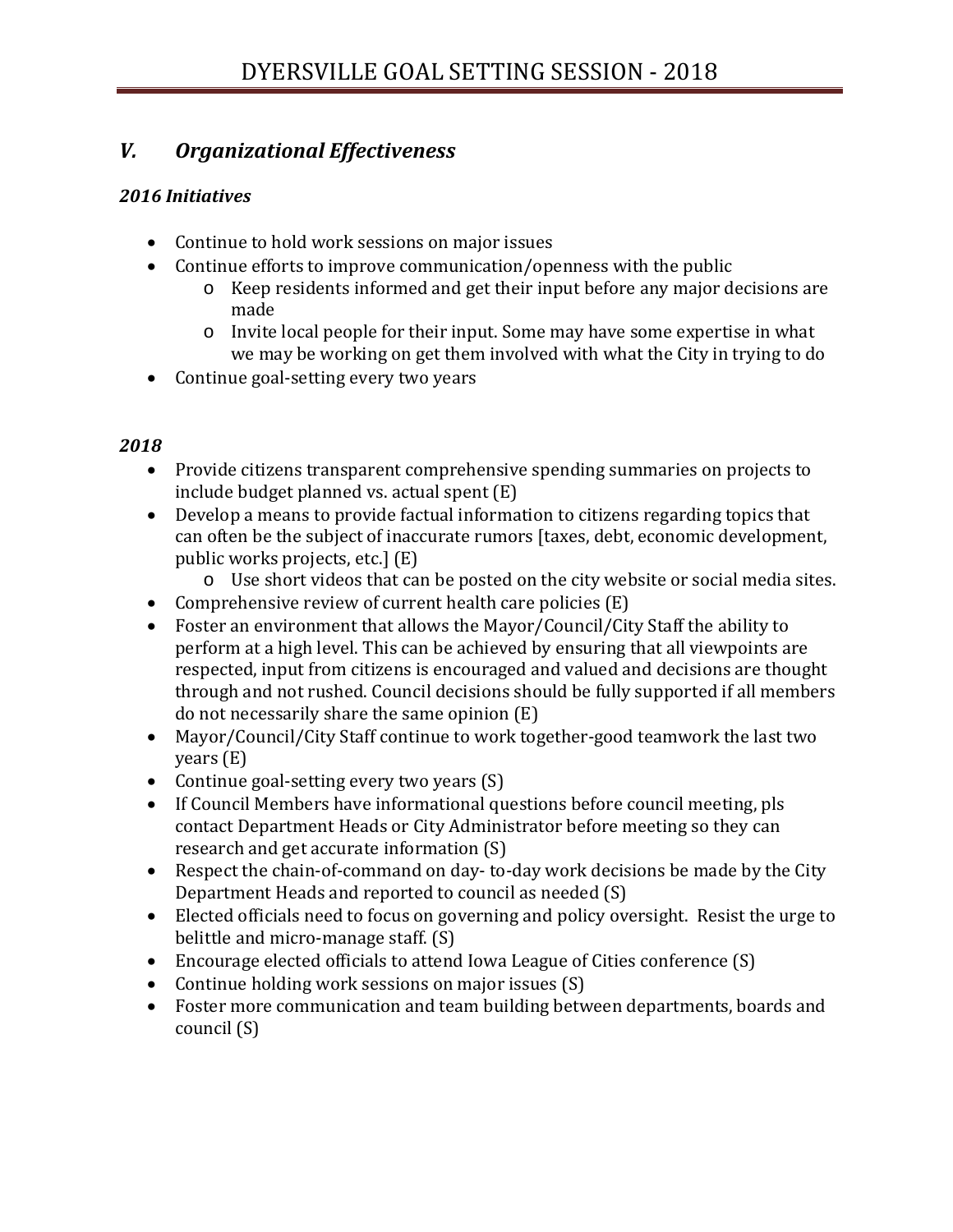## *V. Organizational Effectiveness*

***2016 Initiatives***

- Continue to hold work sessions on major issues
- Continue efforts to improve communication/openness with the public
  - Keep residents informed and get their input before any major decisions are made
  - Invite local people for their input. Some may have some expertise in what we may be working on get them involved with what the City in trying to do
- Continue goal-setting every two years

***2018***

- Provide citizens transparent comprehensive spending summaries on projects to include budget planned vs. actual spent (E)
- Develop a means to provide factual information to citizens regarding topics that can often be the subject of inaccurate rumors [taxes, debt, economic development, public works projects, etc.] (E)
  - Use short videos that can be posted on the city website or social media sites.
- Comprehensive review of current health care policies (E)
- Foster an environment that allows the Mayor/Council/City Staff the ability to perform at a high level. This can be achieved by ensuring that all viewpoints are respected, input from citizens is encouraged and valued and decisions are thought through and not rushed. Council decisions should be fully supported if all members do not necessarily share the same opinion (E)
- Mayor/Council/City Staff continue to work together-good teamwork the last two years (E)
- Continue goal-setting every two years (S)
- If Council Members have informational questions before council meeting, pls contact Department Heads or City Administrator before meeting so they can research and get accurate information (S)
- Respect the chain-of-command on day- to-day work decisions be made by the City Department Heads and reported to council as needed (S)
- Elected officials need to focus on governing and policy oversight. Resist the urge to belittle and micro-manage staff. (S)
- Encourage elected officials to attend Iowa League of Cities conference (S)
- Continue holding work sessions on major issues (S)
- Foster more communication and team building between departments, boards and council (S)